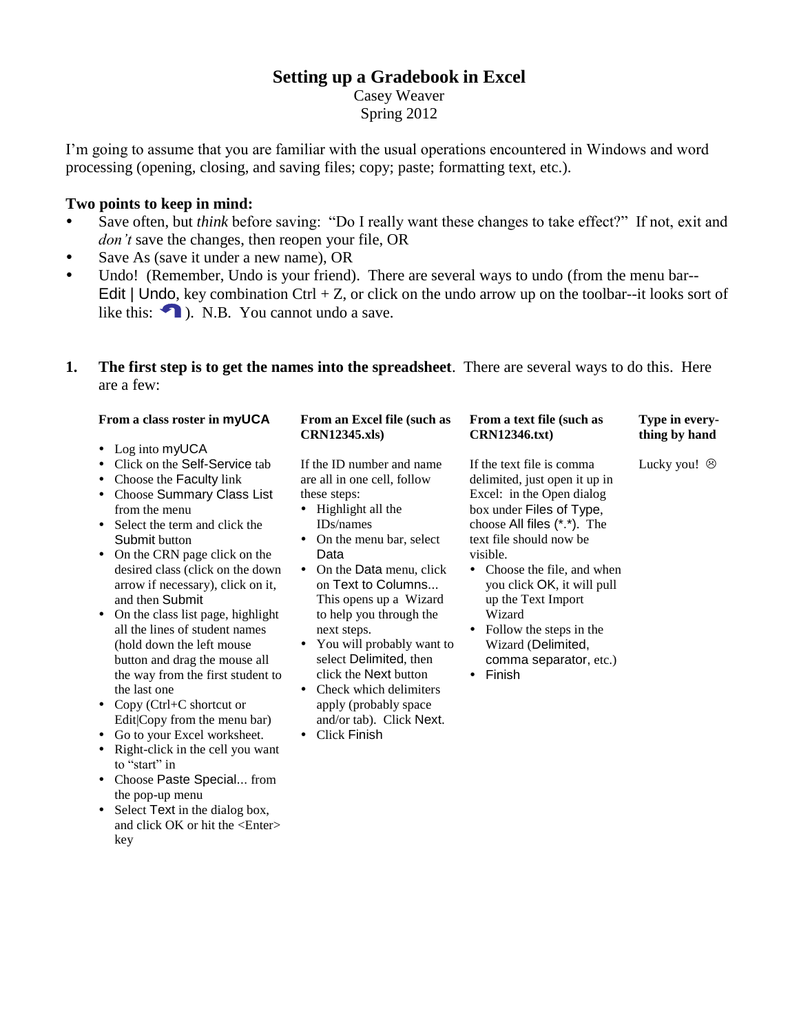# Setting up a Gradebook in Excel

Casey Weaver
Spring 2012

I'm going to assume that you are familiar with the usual operations encountered in Windows and word processing (opening, closing, and saving files; copy; paste; formatting text, etc.).

**Two points to keep in mind:**

- Save often, but *think* before saving: "Do I really want these changes to take effect?" If not, exit and *don't* save the changes, then reopen your file, OR
- Save As (save it under a new name), OR
- Undo! (Remember, Undo is your friend). There are several ways to undo (from the menu bar--Edit | Undo, key combination Ctrl + Z, or click on the undo arrow up on the toolbar--it looks sort of like this: ↶ ). N.B. You cannot undo a save.

**1. The first step is to get the names into the spreadsheet**. There are several ways to do this. Here are a few:

**From a class roster in myUCA**

- Log into myUCA
- Click on the Self-Service tab
- Choose the Faculty link
- Choose Summary Class List from the menu
- Select the term and click the Submit button
- On the CRN page click on the desired class (click on the down arrow if necessary), click on it, and then Submit
- On the class list page, highlight all the lines of student names (hold down the left mouse button and drag the mouse all the way from the first student to the last one
- Copy (Ctrl+C shortcut or Edit|Copy from the menu bar)
- Go to your Excel worksheet.
- Right-click in the cell you want to "start" in
- Choose Paste Special... from the pop-up menu
- Select Text in the dialog box, and click OK or hit the <Enter> key

**From an Excel file (such as CRN12345.xls)**

If the ID number and name are all in one cell, follow these steps:

- Highlight all the IDs/names
- On the menu bar, select Data
- On the Data menu, click on Text to Columns... This opens up a Wizard to help you through the next steps.
- You will probably want to select Delimited, then click the Next button
- Check which delimiters apply (probably space and/or tab). Click Next.
- Click Finish

**From a text file (such as CRN12346.txt)**

If the text file is comma delimited, just open it up in Excel: in the Open dialog box under Files of Type, choose All files (*.*). The text file should now be visible.

- Choose the file, and when you click OK, it will pull up the Text Import Wizard
- Follow the steps in the Wizard (Delimited, comma separator, etc.)
- Finish

**Type in every-thing by hand**

Lucky you! ☹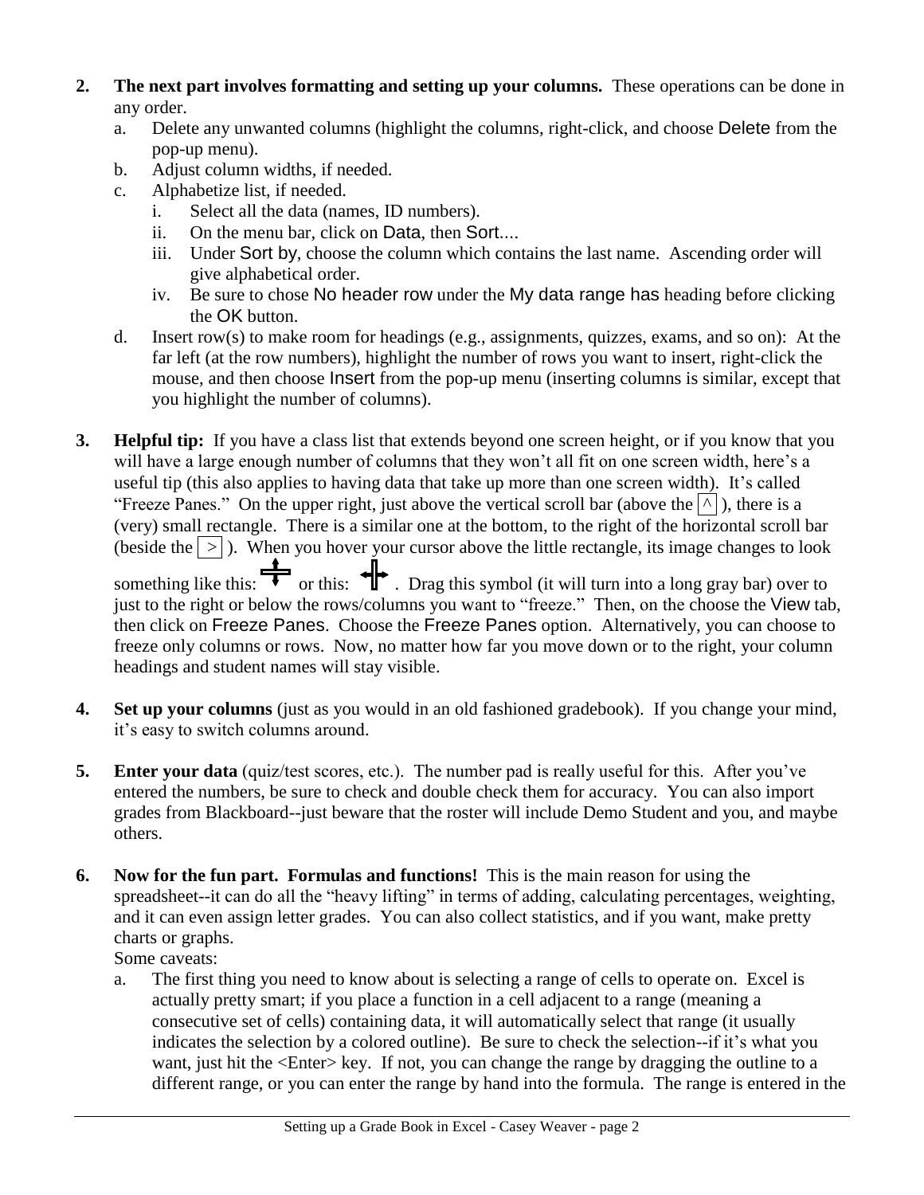2. **The next part involves formatting and setting up your columns.** These operations can be done in any order.
   a. Delete any unwanted columns (highlight the columns, right-click, and choose Delete from the pop-up menu).
   b. Adjust column widths, if needed.
   c. Alphabetize list, if needed.
      i. Select all the data (names, ID numbers).
      ii. On the menu bar, click on Data, then Sort....
      iii. Under Sort by, choose the column which contains the last name. Ascending order will give alphabetical order.
      iv. Be sure to chose No header row under the My data range has heading before clicking the OK button.
   d. Insert row(s) to make room for headings (e.g., assignments, quizzes, exams, and so on): At the far left (at the row numbers), highlight the number of rows you want to insert, right-click the mouse, and then choose Insert from the pop-up menu (inserting columns is similar, except that you highlight the number of columns).

3. **Helpful tip:** If you have a class list that extends beyond one screen height, or if you know that you will have a large enough number of columns that they won't all fit on one screen width, here's a useful tip (this also applies to having data that take up more than one screen width). It's called "Freeze Panes." On the upper right, just above the vertical scroll bar (above the ^ ), there is a (very) small rectangle. There is a similar one at the bottom, to the right of the horizontal scroll bar (beside the > ). When you hover your cursor above the little rectangle, its image changes to look something like this: ⇕ or this: ⇔ . Drag this symbol (it will turn into a long gray bar) over to just to the right or below the rows/columns you want to "freeze." Then, on the choose the View tab, then click on Freeze Panes. Choose the Freeze Panes option. Alternatively, you can choose to freeze only columns or rows. Now, no matter how far you move down or to the right, your column headings and student names will stay visible.

4. **Set up your columns** (just as you would in an old fashioned gradebook). If you change your mind, it's easy to switch columns around.

5. **Enter your data** (quiz/test scores, etc.). The number pad is really useful for this. After you've entered the numbers, be sure to check and double check them for accuracy. You can also import grades from Blackboard--just beware that the roster will include Demo Student and you, and maybe others.

6. **Now for the fun part. Formulas and functions!** This is the main reason for using the spreadsheet--it can do all the "heavy lifting" in terms of adding, calculating percentages, weighting, and it can even assign letter grades. You can also collect statistics, and if you want, make pretty charts or graphs.
   Some caveats:
   a. The first thing you need to know about is selecting a range of cells to operate on. Excel is actually pretty smart; if you place a function in a cell adjacent to a range (meaning a consecutive set of cells) containing data, it will automatically select that range (it usually indicates the selection by a colored outline). Be sure to check the selection--if it's what you want, just hit the <Enter> key. If not, you can change the range by dragging the outline to a different range, or you can enter the range by hand into the formula. The range is entered in the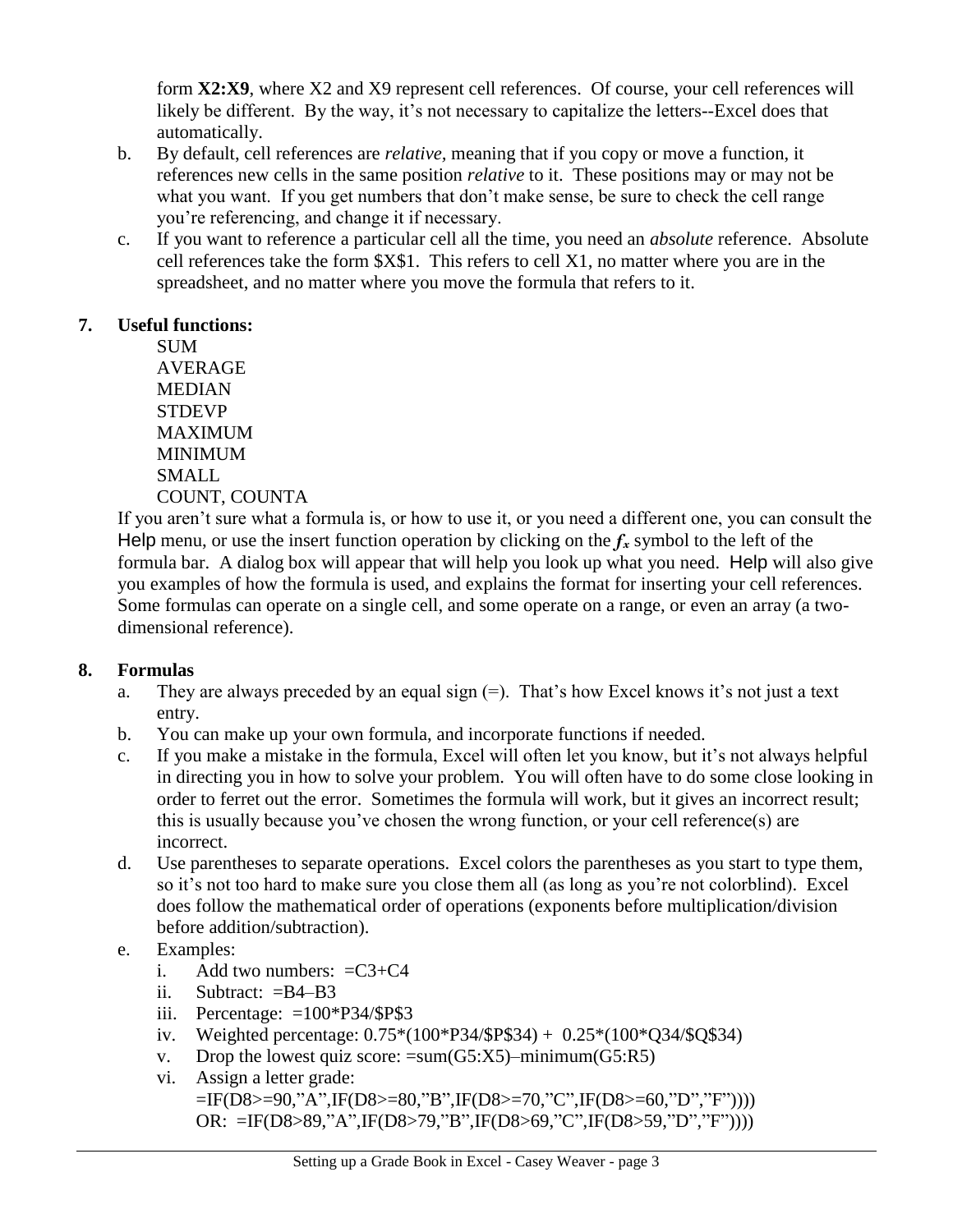form **X2:X9**, where X2 and X9 represent cell references. Of course, your cell references will likely be different. By the way, it's not necessary to capitalize the letters--Excel does that automatically.

b. By default, cell references are *relative,* meaning that if you copy or move a function, it references new cells in the same position *relative* to it. These positions may or may not be what you want. If you get numbers that don't make sense, be sure to check the cell range you're referencing, and change it if necessary.

c. If you want to reference a particular cell all the time, you need an *absolute* reference. Absolute cell references take the form $X$1. This refers to cell X1, no matter where you are in the spreadsheet, and no matter where you move the formula that refers to it.

**7. Useful functions:**

SUM
AVERAGE
MEDIAN
STDEVP
MAXIMUM
MINIMUM
SMALL
COUNT, COUNTA

If you aren't sure what a formula is, or how to use it, or you need a different one, you can consult the Help menu, or use the insert function operation by clicking on the ***fx*** symbol to the left of the formula bar. A dialog box will appear that will help you look up what you need. Help will also give you examples of how the formula is used, and explains the format for inserting your cell references. Some formulas can operate on a single cell, and some operate on a range, or even an array (a two-dimensional reference).

**8. Formulas**

a. They are always preceded by an equal sign (=). That's how Excel knows it's not just a text entry.

b. You can make up your own formula, and incorporate functions if needed.

c. If you make a mistake in the formula, Excel will often let you know, but it's not always helpful in directing you in how to solve your problem. You will often have to do some close looking in order to ferret out the error. Sometimes the formula will work, but it gives an incorrect result; this is usually because you've chosen the wrong function, or your cell reference(s) are incorrect.

d. Use parentheses to separate operations. Excel colors the parentheses as you start to type them, so it's not too hard to make sure you close them all (as long as you're not colorblind). Excel does follow the mathematical order of operations (exponents before multiplication/division before addition/subtraction).

e. Examples:

   i. Add two numbers: =C3+C4
   ii. Subtract: =B4–B3
   iii. Percentage: =100*P34/$P$3
   iv. Weighted percentage: 0.75*(100*P34/$P$34) + 0.25*(100*Q34/$Q$34)
   v. Drop the lowest quiz score: =sum(G5:X5)–minimum(G5:R5)
   vi. Assign a letter grade:
   =IF(D8>=90,"A",IF(D8>=80,"B",IF(D8>=70,"C",IF(D8>=60,"D","F"))))
   OR: =IF(D8>89,"A",IF(D8>79,"B",IF(D8>69,"C",IF(D8>59,"D","F"))))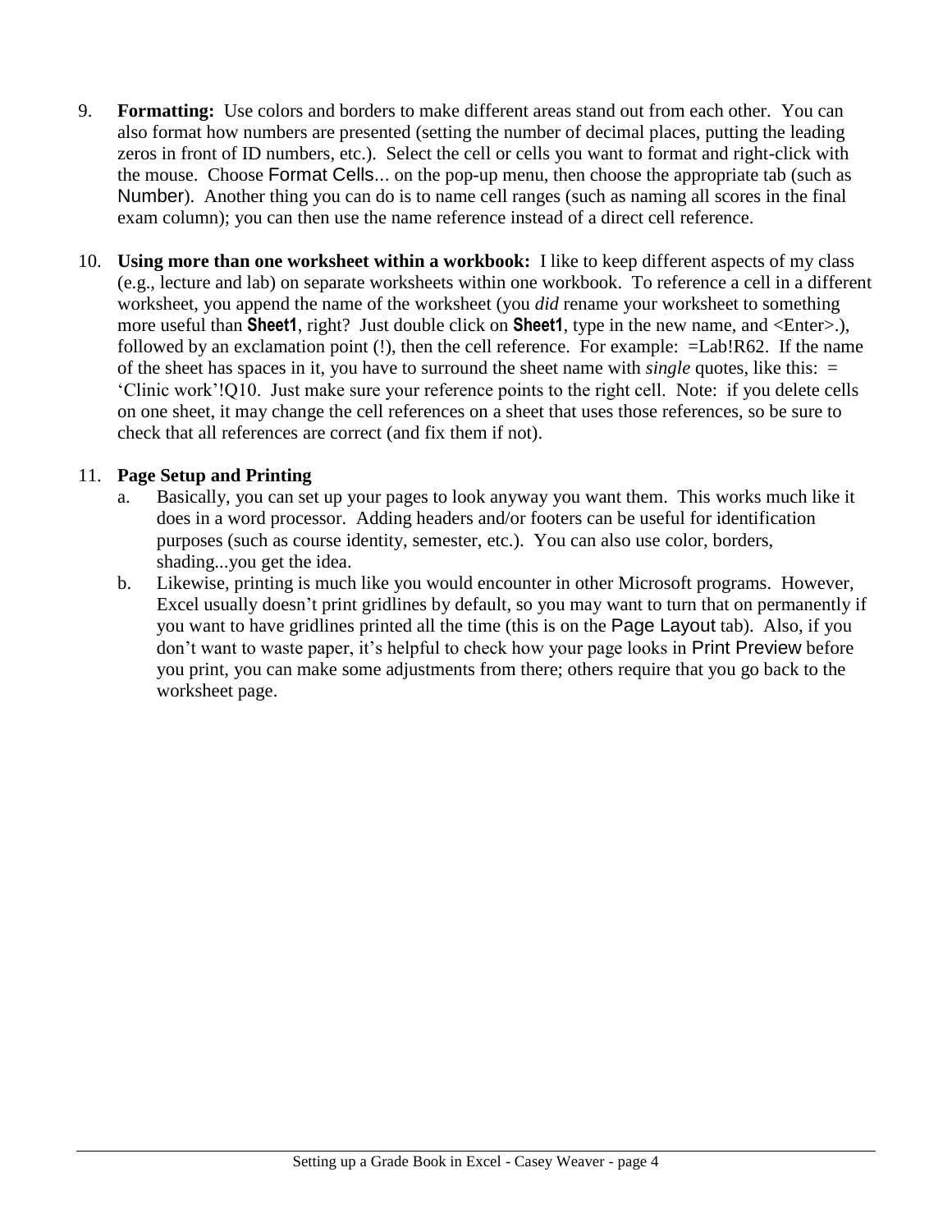9. **Formatting:** Use colors and borders to make different areas stand out from each other. You can also format how numbers are presented (setting the number of decimal places, putting the leading zeros in front of ID numbers, etc.). Select the cell or cells you want to format and right-click with the mouse. Choose Format Cells... on the pop-up menu, then choose the appropriate tab (such as Number). Another thing you can do is to name cell ranges (such as naming all scores in the final exam column); you can then use the name reference instead of a direct cell reference.

10. **Using more than one worksheet within a workbook:** I like to keep different aspects of my class (e.g., lecture and lab) on separate worksheets within one workbook. To reference a cell in a different worksheet, you append the name of the worksheet (you *did* rename your worksheet to something more useful than **Sheet1**, right? Just double click on **Sheet1**, type in the new name, and <Enter>.), followed by an exclamation point (!), then the cell reference. For example: =Lab!R62. If the name of the sheet has spaces in it, you have to surround the sheet name with *single* quotes, like this: = 'Clinic work'!Q10. Just make sure your reference points to the right cell. Note: if you delete cells on one sheet, it may change the cell references on a sheet that uses those references, so be sure to check that all references are correct (and fix them if not).

11. **Page Setup and Printing**
    a. Basically, you can set up your pages to look anyway you want them. This works much like it does in a word processor. Adding headers and/or footers can be useful for identification purposes (such as course identity, semester, etc.). You can also use color, borders, shading...you get the idea.
    b. Likewise, printing is much like you would encounter in other Microsoft programs. However, Excel usually doesn't print gridlines by default, so you may want to turn that on permanently if you want to have gridlines printed all the time (this is on the Page Layout tab). Also, if you don't want to waste paper, it's helpful to check how your page looks in Print Preview before you print, you can make some adjustments from there; others require that you go back to the worksheet page.